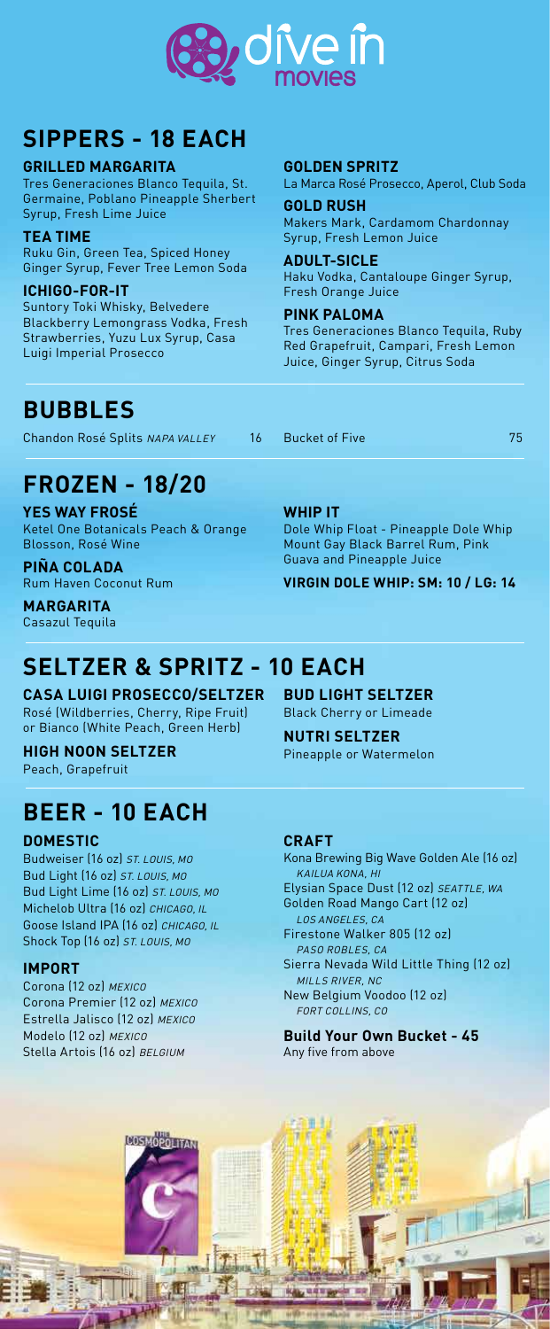# dive in movies

## SIPPERS - 18 EACH

**GRILLED MARGARITA**
Tres Generaciones Blanco Tequila, St. Germaine, Poblano Pineapple Sherbert Syrup, Fresh Lime Juice

**TEA TIME**
Ruku Gin, Green Tea, Spiced Honey Ginger Syrup, Fever Tree Lemon Soda

**ICHIGO-FOR-IT**
Suntory Toki Whisky, Belvedere Blackberry Lemongrass Vodka, Fresh Strawberries, Yuzu Lux Syrup, Casa Luigi Imperial Prosecco

**GOLDEN SPRITZ**
La Marca Rosé Prosecco, Aperol, Club Soda

**GOLD RUSH**
Makers Mark, Cardamom Chardonnay Syrup, Fresh Lemon Juice

**ADULT-SICLE**
Haku Vodka, Cantaloupe Ginger Syrup, Fresh Orange Juice

**PINK PALOMA**
Tres Generaciones Blanco Tequila, Ruby Red Grapefruit, Campari, Fresh Lemon Juice, Ginger Syrup, Citrus Soda

## BUBBLES

Chandon Rosé Splits *NAPA VALLEY* 16

Bucket of Five 75

## FROZEN - 18/20

**YES WAY FROSÉ**
Ketel One Botanicals Peach & Orange Blosson, Rosé Wine

**PIÑA COLADA**
Rum Haven Coconut Rum

**MARGARITA**
Casazul Tequila

**WHIP IT**
Dole Whip Float - Pineapple Dole Whip Mount Gay Black Barrel Rum, Pink Guava and Pineapple Juice

**VIRGIN DOLE WHIP: SM: 10 / LG: 14**

## SELTZER & SPRITZ - 10 EACH

**CASA LUIGI PROSECCO/SELTZER**
Rosé (Wildberries, Cherry, Ripe Fruit) or Bianco (White Peach, Green Herb)

**HIGH NOON SELTZER**
Peach, Grapefruit

**BUD LIGHT SELTZER**
Black Cherry or Limeade

**NUTRI SELTZER**
Pineapple or Watermelon

## BEER - 10 EACH

### DOMESTIC

Budweiser (16 oz) *ST. LOUIS, MO*
Bud Light (16 oz) *ST. LOUIS, MO*
Bud Light Lime (16 oz) *ST. LOUIS, MO*
Michelob Ultra (16 oz) *CHICAGO, IL*
Goose Island IPA (16 oz) *CHICAGO, IL*
Shock Top (16 oz) *ST. LOUIS, MO*

### IMPORT

Corona (12 oz) *MEXICO*
Corona Premier (12 oz) *MEXICO*
Estrella Jalisco (12 oz) *MEXICO*
Modelo (12 oz) *MEXICO*
Stella Artois (16 oz) *BELGIUM*

### CRAFT

Kona Brewing Big Wave Golden Ale (16 oz) *KAILUA KONA, HI*
Elysian Space Dust (12 oz) *SEATTLE, WA*
Golden Road Mango Cart (12 oz) *LOS ANGELES, CA*
Firestone Walker 805 (12 oz) *PASO ROBLES, CA*
Sierra Nevada Wild Little Thing (12 oz) *MILLS RIVER, NC*
New Belgium Voodoo (12 oz) *FORT COLLINS, CO*

**Build Your Own Bucket - 45**
Any five from above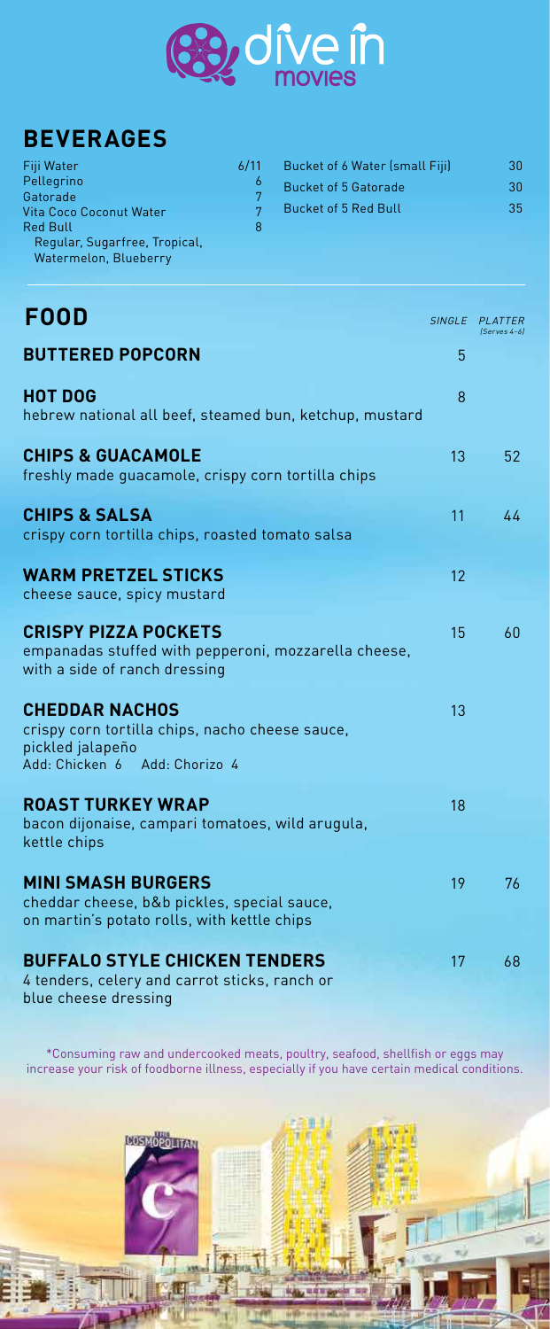# dive in movies

## BEVERAGES

| | |
|---|---|
| Fiji Water | 6/11 |
| Pellegrino | 6 |
| Gatorade | 7 |
| Vita Coco Coconut Water | 7 |
| Red Bull<br>Regular, Sugarfree, Tropical, Watermelon, Blueberry | 8 |
| Bucket of 6 Water (small Fiji) | 30 |
| Bucket of 5 Gatorade | 30 |
| Bucket of 5 Red Bull | 35 |

## FOOD

| | SINGLE | PLATTER (Serves 4-6) |
|---|---|---|
| **BUTTERED POPCORN** | 5 | |
| **HOT DOG**<br>hebrew national all beef, steamed bun, ketchup, mustard | 8 | |
| **CHIPS & GUACAMOLE**<br>freshly made guacamole, crispy corn tortilla chips | 13 | 52 |
| **CHIPS & SALSA**<br>crispy corn tortilla chips, roasted tomato salsa | 11 | 44 |
| **WARM PRETZEL STICKS**<br>cheese sauce, spicy mustard | 12 | |
| **CRISPY PIZZA POCKETS**<br>empanadas stuffed with pepperoni, mozzarella cheese, with a side of ranch dressing | 15 | 60 |
| **CHEDDAR NACHOS**<br>crispy corn tortilla chips, nacho cheese sauce, pickled jalapeño<br>Add: Chicken 6 Add: Chorizo 4 | 13 | |
| **ROAST TURKEY WRAP**<br>bacon dijonaise, campari tomatoes, wild arugula, kettle chips | 18 | |
| **MINI SMASH BURGERS**<br>cheddar cheese, b&b pickles, special sauce, on martin's potato rolls, with kettle chips | 19 | 76 |
| **BUFFALO STYLE CHICKEN TENDERS**<br>4 tenders, celery and carrot sticks, ranch or blue cheese dressing | 17 | 68 |

*Consuming raw and undercooked meats, poultry, seafood, shellfish or eggs may increase your risk of foodborne illness, especially if you have certain medical conditions.